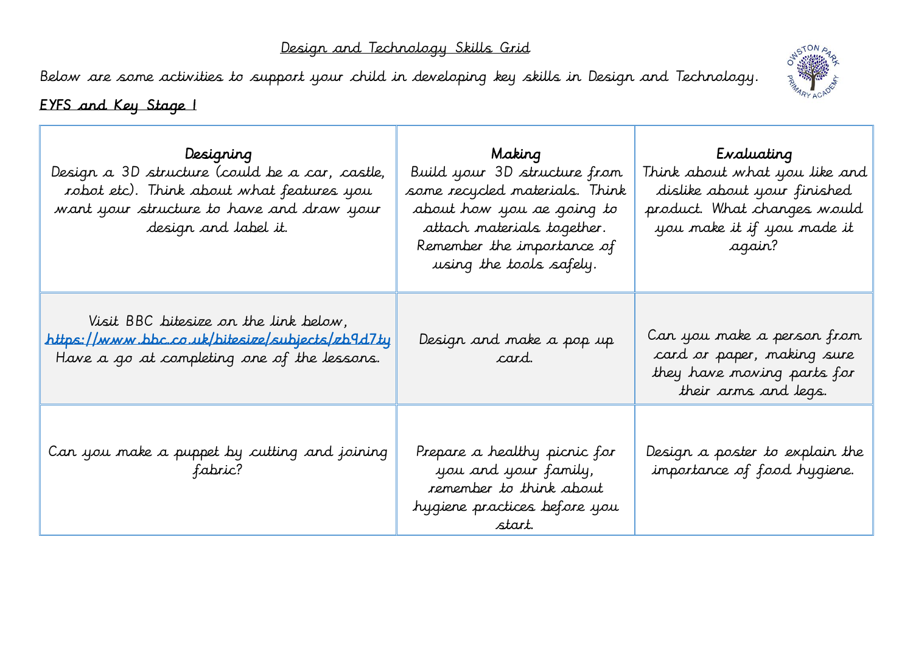# Design and Technology Skills Grid

Below are some activities to support your child in developing key skills in Design and Technology.

## EYFS and Key Stage 1

| Designing | Making | Evaluating |
|---|---|---|
| Design a 3D structure (could be a car, castle, robot etc). Think about what features you want your structure to have and draw your design and label it. | Build your 3D structure from some recycled materials. Think about how you ae going to attach materials together. Remember the importance of using the tools safely. | Think about what you like and dislike about your finished product. What changes would you make it if you made it again? |
| Visit BBC bitesize on the link below, https://www.bbc.co.uk/bitesize/subjects/zb9d7ty Have a go at completing one of the lessons. | Design and make a pop up card. | Can you make a person from card or paper, making sure they have moving parts for their arms and legs. |
| Can you make a puppet by cutting and joining fabric? | Prepare a healthy picnic for you and your family, remember to think about hygiene practices before you start. | Design a poster to explain the importance of food hygiene. |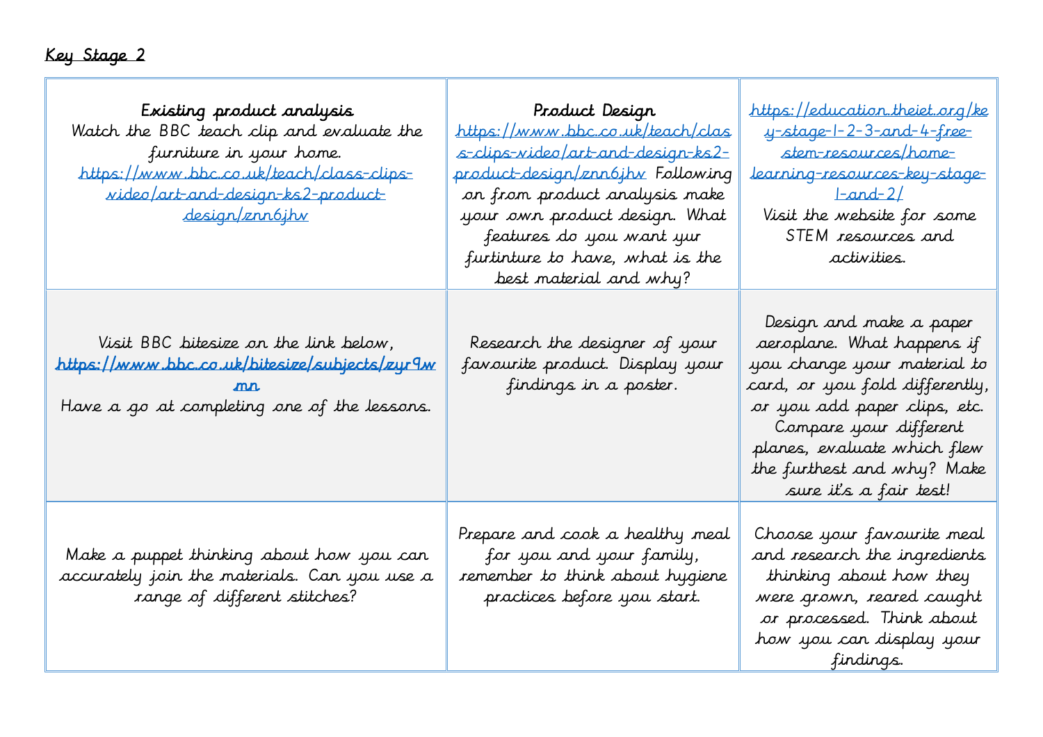Key Stage 2

| | | |
|---|---|---|
| **Existing product analysis** Watch the BBC teach clip and evaluate the furniture in your home. https://www.bbc.co.uk/teach/class-clips-video/art-and-design-ks2-product-design/znn6jhv | **Product Design** https://www.bbc.co.uk/teach/class-clips-video/art-and-design-ks2-product-design/znn6jhv Following on from product analysis make your own product design. What features do you want yur furtinture to have, what is the best material and why? | https://education.theiet.org/key-stage-1-2-3-and-4-free-stem-resources/home-learning-resources-key-stage-1-and-2/ Visit the website for some STEM resources and activities. |
| Visit BBC bitesize on the link below, https://www.bbc.co.uk/bitesize/subjects/zyr9wmn Have a go at completing one of the lessons. | Research the designer of your favourite product. Display your findings in a poster. | Design and make a paper aeroplane. What happens if you change your material to card, or you fold differently, or you add paper clips, etc. Compare your different planes, evaluate which flew the furthest and why? Make sure it's a fair test! |
| Make a puppet thinking about how you can accurately join the materials. Can you use a range of different stitches? | Prepare and cook a healthy meal for you and your family, remember to think about hygiene practices before you start. | Choose your favourite meal and research the ingredients thinking about how they were grown, reared caught or processed. Think about how you can display your findings. |